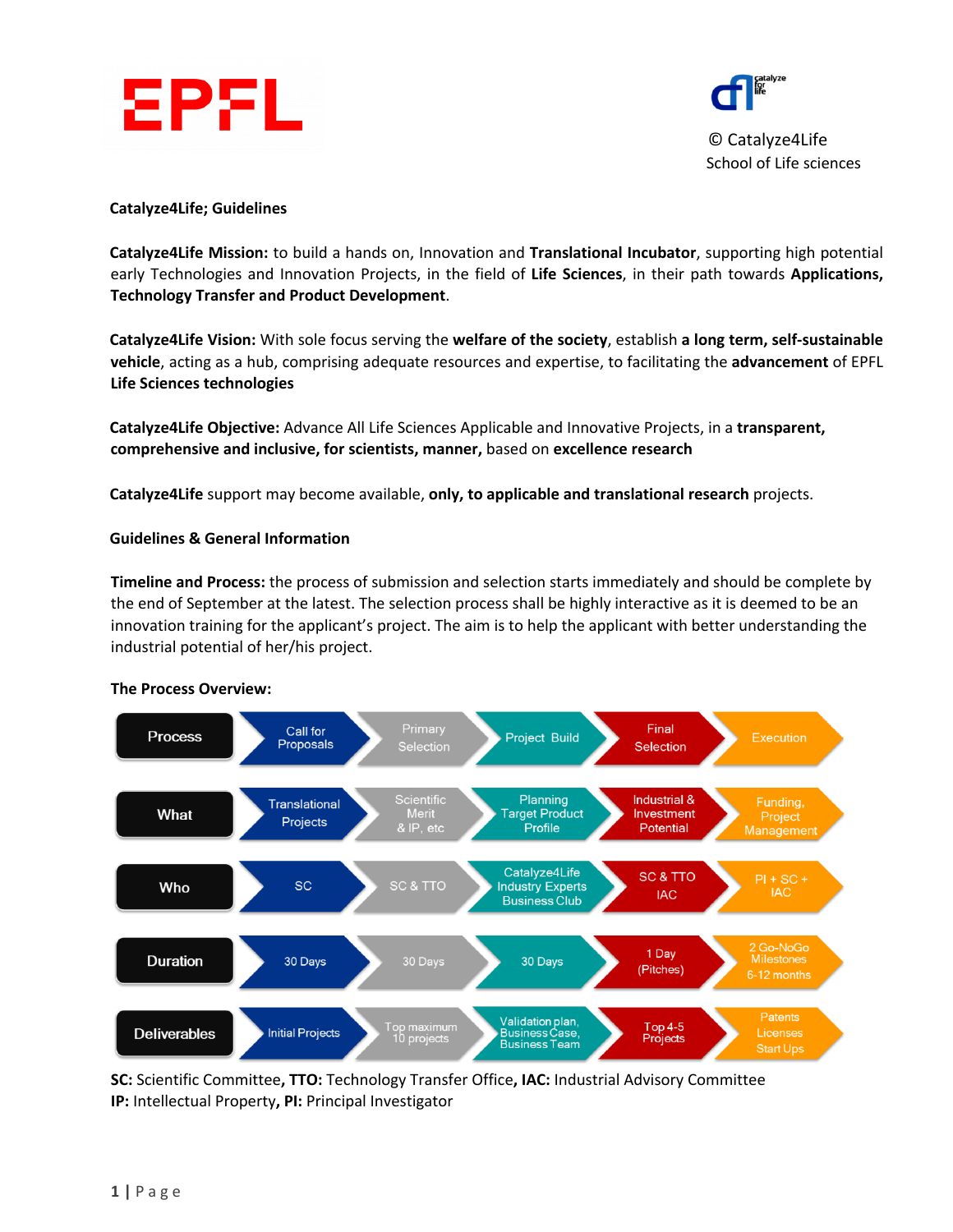© Catalyze4Life
School of Life sciences

**Catalyze4Life; Guidelines**

**Catalyze4Life Mission:** to build a hands on, Innovation and **Translational Incubator**, supporting high potential early Technologies and Innovation Projects, in the field of **Life Sciences**, in their path towards **Applications, Technology Transfer and Product Development**.

**Catalyze4Life Vision:** With sole focus serving the **welfare of the society**, establish **a long term, self-sustainable vehicle**, acting as a hub, comprising adequate resources and expertise, to facilitating the **advancement** of EPFL **Life Sciences technologies**

**Catalyze4Life Objective:** Advance All Life Sciences Applicable and Innovative Projects, in a **transparent, comprehensive and inclusive, for scientists, manner,** based on **excellence research**

**Catalyze4Life** support may become available, **only, to applicable and translational research** projects.

**Guidelines & General Information**

**Timeline and Process:** the process of submission and selection starts immediately and should be complete by the end of September at the latest. The selection process shall be highly interactive as it is deemed to be an innovation training for the applicant's project. The aim is to help the applicant with better understanding the industrial potential of her/his project.

**The Process Overview:**

| Process | Call for Proposals | Primary Selection | Project Build | Final Selection | Execution |
|---|---|---|---|---|---|
| What | Translational Projects | Scientific Merit & IP, etc | Planning Target Product Profile | Industrial & Investment Potential | Funding, Project Management |
| Who | SC | SC & TTO | Catalyze4Life Industry Experts Business Club | SC & TTO IAC | PI + SC + IAC |
| Duration | 30 Days | 30 Days | 30 Days | 1 Day (Pitches) | 2 Go-NoGo Milestones 6-12 months |
| Deliverables | Initial Projects | Top maximum 10 projects | Validation plan, Business Case, Business Team | Top 4-5 Projects | Patents Licenses Start Ups |

**SC:** Scientific Committee**, TTO:** Technology Transfer Office**, IAC:** Industrial Advisory Committee
**IP:** Intellectual Property**, PI:** Principal Investigator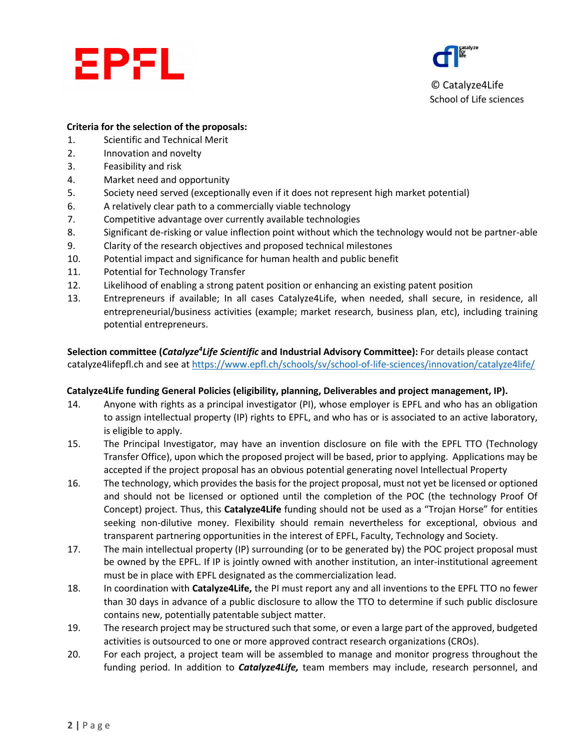**Criteria for the selection of the proposals:**

1. Scientific and Technical Merit
2. Innovation and novelty
3. Feasibility and risk
4. Market need and opportunity
5. Society need served (exceptionally even if it does not represent high market potential)
6. A relatively clear path to a commercially viable technology
7. Competitive advantage over currently available technologies
8. Significant de-risking or value inflection point without which the technology would not be partner-able
9. Clarity of the research objectives and proposed technical milestones
10. Potential impact and significance for human health and public benefit
11. Potential for Technology Transfer
12. Likelihood of enabling a strong patent position or enhancing an existing patent position
13. Entrepreneurs if available; In all cases Catalyze4Life, when needed, shall secure, in residence, all entrepreneurial/business activities (example; market research, business plan, etc), including training potential entrepreneurs.

**Selection committee (*Catalyze[4]Life Scientific* and Industrial Advisory Committee):** For details please contact catalyze4lifepfl.ch and see at https://www.epfl.ch/schools/sv/school-of-life-sciences/innovation/catalyze4life/

**Catalyze4Life funding General Policies (eligibility, planning, Deliverables and project management, IP).**

14. Anyone with rights as a principal investigator (PI), whose employer is EPFL and who has an obligation to assign intellectual property (IP) rights to EPFL, and who has or is associated to an active laboratory, is eligible to apply.
15. The Principal Investigator, may have an invention disclosure on file with the EPFL TTO (Technology Transfer Office), upon which the proposed project will be based, prior to applying. Applications may be accepted if the project proposal has an obvious potential generating novel Intellectual Property
16. The technology, which provides the basis for the project proposal, must not yet be licensed or optioned and should not be licensed or optioned until the completion of the POC (the technology Proof Of Concept) project. Thus, this **Catalyze4Life** funding should not be used as a "Trojan Horse" for entities seeking non-dilutive money. Flexibility should remain nevertheless for exceptional, obvious and transparent partnering opportunities in the interest of EPFL, Faculty, Technology and Society.
17. The main intellectual property (IP) surrounding (or to be generated by) the POC project proposal must be owned by the EPFL. If IP is jointly owned with another institution, an inter-institutional agreement must be in place with EPFL designated as the commercialization lead.
18. In coordination with **Catalyze4Life,** the PI must report any and all inventions to the EPFL TTO no fewer than 30 days in advance of a public disclosure to allow the TTO to determine if such public disclosure contains new, potentially patentable subject matter.
19. The research project may be structured such that some, or even a large part of the approved, budgeted activities is outsourced to one or more approved contract research organizations (CROs).
20. For each project, a project team will be assembled to manage and monitor progress throughout the funding period. In addition to ***Catalyze4Life,*** team members may include, research personnel, and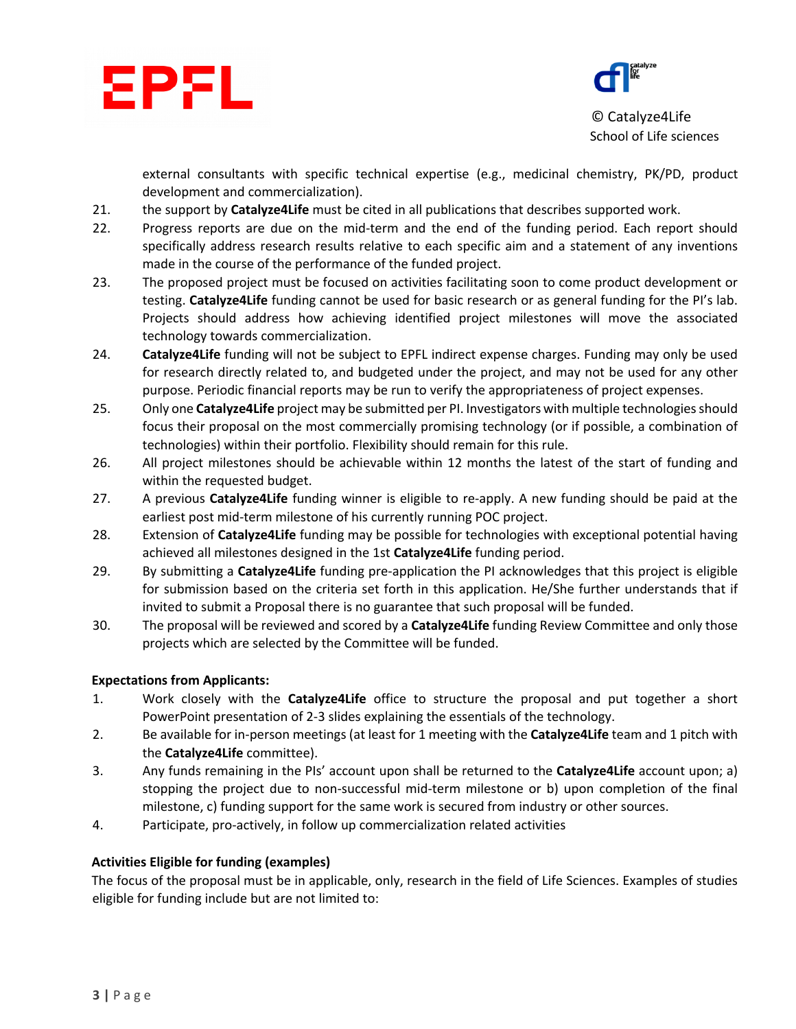external consultants with specific technical expertise (e.g., medicinal chemistry, PK/PD, product development and commercialization).

21. the support by **Catalyze4Life** must be cited in all publications that describes supported work.
22. Progress reports are due on the mid-term and the end of the funding period. Each report should specifically address research results relative to each specific aim and a statement of any inventions made in the course of the performance of the funded project.
23. The proposed project must be focused on activities facilitating soon to come product development or testing. **Catalyze4Life** funding cannot be used for basic research or as general funding for the PI's lab. Projects should address how achieving identified project milestones will move the associated technology towards commercialization.
24. **Catalyze4Life** funding will not be subject to EPFL indirect expense charges. Funding may only be used for research directly related to, and budgeted under the project, and may not be used for any other purpose. Periodic financial reports may be run to verify the appropriateness of project expenses.
25. Only one **Catalyze4Life** project may be submitted per PI. Investigators with multiple technologies should focus their proposal on the most commercially promising technology (or if possible, a combination of technologies) within their portfolio. Flexibility should remain for this rule.
26. All project milestones should be achievable within 12 months the latest of the start of funding and within the requested budget.
27. A previous **Catalyze4Life** funding winner is eligible to re-apply. A new funding should be paid at the earliest post mid-term milestone of his currently running POC project.
28. Extension of **Catalyze4Life** funding may be possible for technologies with exceptional potential having achieved all milestones designed in the 1st **Catalyze4Life** funding period.
29. By submitting a **Catalyze4Life** funding pre-application the PI acknowledges that this project is eligible for submission based on the criteria set forth in this application. He/She further understands that if invited to submit a Proposal there is no guarantee that such proposal will be funded.
30. The proposal will be reviewed and scored by a **Catalyze4Life** funding Review Committee and only those projects which are selected by the Committee will be funded.

**Expectations from Applicants:**

1. Work closely with the **Catalyze4Life** office to structure the proposal and put together a short PowerPoint presentation of 2-3 slides explaining the essentials of the technology.
2. Be available for in-person meetings (at least for 1 meeting with the **Catalyze4Life** team and 1 pitch with the **Catalyze4Life** committee).
3. Any funds remaining in the PIs' account upon shall be returned to the **Catalyze4Life** account upon; a) stopping the project due to non-successful mid-term milestone or b) upon completion of the final milestone, c) funding support for the same work is secured from industry or other sources.
4. Participate, pro-actively, in follow up commercialization related activities

**Activities Eligible for funding (examples)**

The focus of the proposal must be in applicable, only, research in the field of Life Sciences. Examples of studies eligible for funding include but are not limited to: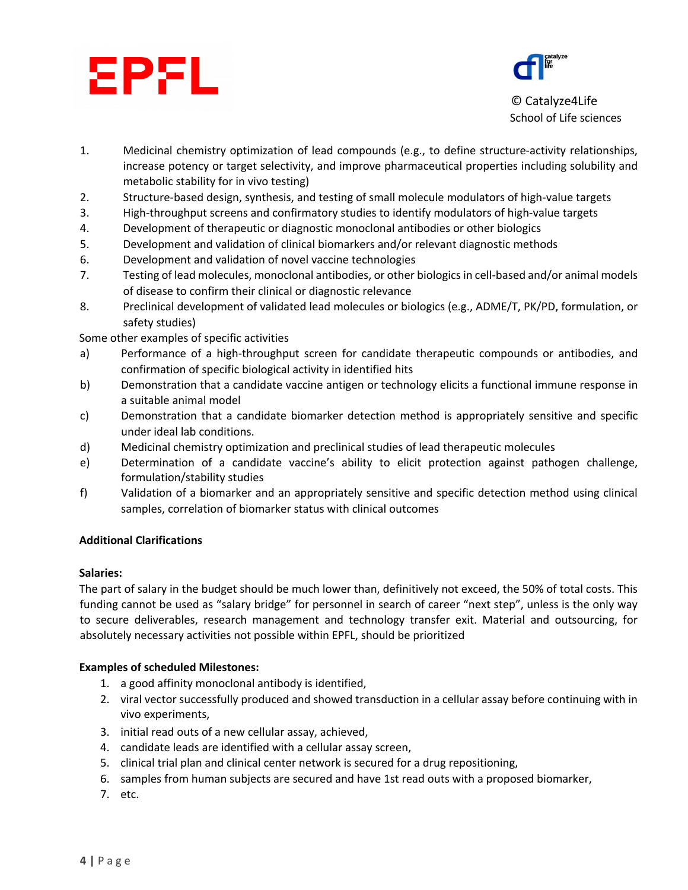1. Medicinal chemistry optimization of lead compounds (e.g., to define structure-activity relationships, increase potency or target selectivity, and improve pharmaceutical properties including solubility and metabolic stability for in vivo testing)
2. Structure-based design, synthesis, and testing of small molecule modulators of high-value targets
3. High-throughput screens and confirmatory studies to identify modulators of high-value targets
4. Development of therapeutic or diagnostic monoclonal antibodies or other biologics
5. Development and validation of clinical biomarkers and/or relevant diagnostic methods
6. Development and validation of novel vaccine technologies
7. Testing of lead molecules, monoclonal antibodies, or other biologics in cell-based and/or animal models of disease to confirm their clinical or diagnostic relevance
8. Preclinical development of validated lead molecules or biologics (e.g., ADME/T, PK/PD, formulation, or safety studies)

Some other examples of specific activities

a) Performance of a high-throughput screen for candidate therapeutic compounds or antibodies, and confirmation of specific biological activity in identified hits
b) Demonstration that a candidate vaccine antigen or technology elicits a functional immune response in a suitable animal model
c) Demonstration that a candidate biomarker detection method is appropriately sensitive and specific under ideal lab conditions.
d) Medicinal chemistry optimization and preclinical studies of lead therapeutic molecules
e) Determination of a candidate vaccine's ability to elicit protection against pathogen challenge, formulation/stability studies
f) Validation of a biomarker and an appropriately sensitive and specific detection method using clinical samples, correlation of biomarker status with clinical outcomes

**Additional Clarifications**

**Salaries:**

The part of salary in the budget should be much lower than, definitively not exceed, the 50% of total costs. This funding cannot be used as "salary bridge" for personnel in search of career "next step", unless is the only way to secure deliverables, research management and technology transfer exit. Material and outsourcing, for absolutely necessary activities not possible within EPFL, should be prioritized

**Examples of scheduled Milestones:**

1. a good affinity monoclonal antibody is identified,
2. viral vector successfully produced and showed transduction in a cellular assay before continuing with in vivo experiments,
3. initial read outs of a new cellular assay, achieved,
4. candidate leads are identified with a cellular assay screen,
5. clinical trial plan and clinical center network is secured for a drug repositioning,
6. samples from human subjects are secured and have 1st read outs with a proposed biomarker,
7. etc.